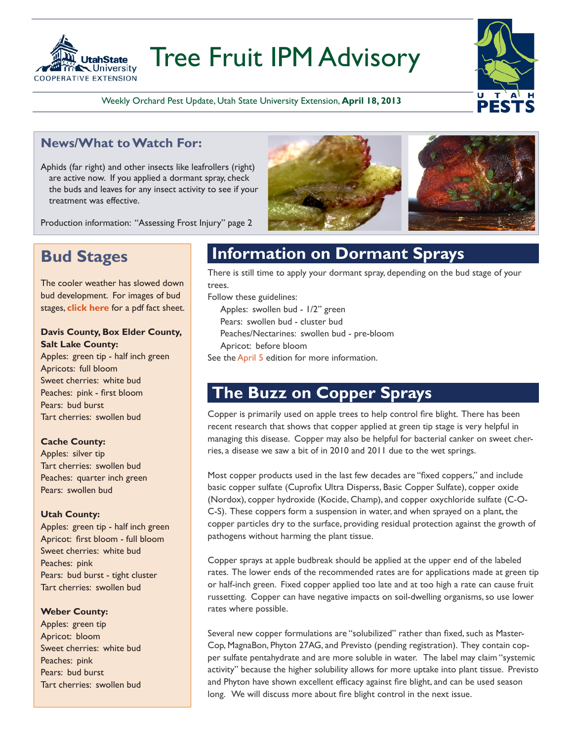# Tree Fruit IPM Advisory

Weekly Orchard Pest Update, Utah State University Extension, **April 18, 2013**

## News/What to Watch For:

Aphids (far right) and other insects like leafrollers (right) are active now. If you applied a dormant spray, check the buds and leaves for any insect activity to see if your treatment was effective.

Production information: "Assessing Frost Injury" page 2

## Bud Stages

The cooler weather has slowed down bud development. For images of bud stages, **click here** for a pdf fact sheet.

**Davis County, Box Elder County, Salt Lake County:**
Apples: green tip - half inch green
Apricots: full bloom
Sweet cherries: white bud
Peaches: pink - first bloom
Pears: bud burst
Tart cherries: swollen bud

**Cache County:**
Apples: silver tip
Tart cherries: swollen bud
Peaches: quarter inch green
Pears: swollen bud

**Utah County:**
Apples: green tip - half inch green
Apricot: first bloom - full bloom
Sweet cherries: white bud
Peaches: pink
Pears: bud burst - tight cluster
Tart cherries: swollen bud

**Weber County:**
Apples: green tip
Apricot: bloom
Sweet cherries: white bud
Peaches: pink
Pears: bud burst
Tart cherries: swollen bud

## Information on Dormant Sprays

There is still time to apply your dormant spray, depending on the bud stage of your trees.

Follow these guidelines:

- Apples: swollen bud - 1/2" green
- Pears: swollen bud - cluster bud
- Peaches/Nectarines: swollen bud - pre-bloom
- Apricot: before bloom

See the April 5 edition for more information.

## The Buzz on Copper Sprays

Copper is primarily used on apple trees to help control fire blight. There has been recent research that shows that copper applied at green tip stage is very helpful in managing this disease. Copper may also be helpful for bacterial canker on sweet cherries, a disease we saw a bit of in 2010 and 2011 due to the wet springs.

Most copper products used in the last few decades are "fixed coppers," and include basic copper sulfate (Cuprofix Ultra Disperss, Basic Copper Sulfate), copper oxide (Nordox), copper hydroxide (Kocide, Champ), and copper oxychloride sulfate (C-O-C-S). These coppers form a suspension in water, and when sprayed on a plant, the copper particles dry to the surface, providing residual protection against the growth of pathogens without harming the plant tissue.

Copper sprays at apple budbreak should be applied at the upper end of the labeled rates. The lower ends of the recommended rates are for applications made at green tip or half-inch green. Fixed copper applied too late and at too high a rate can cause fruit russetting. Copper can have negative impacts on soil-dwelling organisms, so use lower rates where possible.

Several new copper formulations are "solubilized" rather than fixed, such as Master-Cop, MagnaBon, Phyton 27AG, and Previsto (pending registration). They contain copper sulfate pentahydrate and are more soluble in water. The label may claim "systemic activity" because the higher solubility allows for more uptake into plant tissue. Previsto and Phyton have shown excellent efficacy against fire blight, and can be used season long. We will discuss more about fire blight control in the next issue.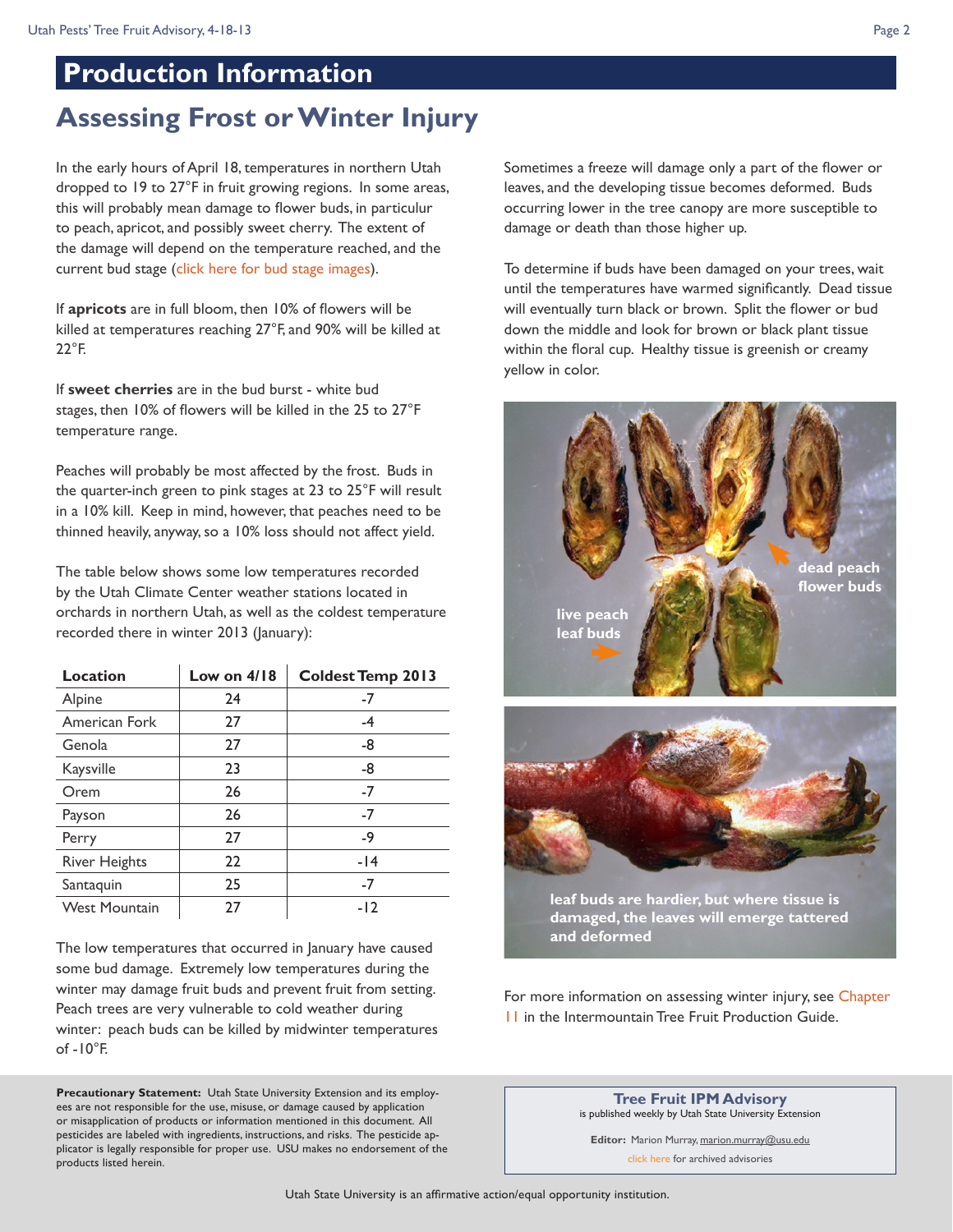## Production Information

# Assessing Frost or Winter Injury

In the early hours of April 18, temperatures in northern Utah dropped to 19 to 27°F in fruit growing regions. In some areas, this will probably mean damage to flower buds, in particulur to peach, apricot, and possibly sweet cherry. The extent of the damage will depend on the temperature reached, and the current bud stage (click here for bud stage images).

If **apricots** are in full bloom, then 10% of flowers will be killed at temperatures reaching 27°F, and 90% will be killed at 22°F.

If **sweet cherries** are in the bud burst - white bud stages, then 10% of flowers will be killed in the 25 to 27°F temperature range.

Peaches will probably be most affected by the frost. Buds in the quarter-inch green to pink stages at 23 to 25°F will result in a 10% kill. Keep in mind, however, that peaches need to be thinned heavily, anyway, so a 10% loss should not affect yield.

The table below shows some low temperatures recorded by the Utah Climate Center weather stations located in orchards in northern Utah, as well as the coldest temperature recorded there in winter 2013 (January):

| Location | Low on 4/18 | Coldest Temp 2013 |
|---|---|---|
| Alpine | 24 | -7 |
| American Fork | 27 | -4 |
| Genola | 27 | -8 |
| Kaysville | 23 | -8 |
| Orem | 26 | -7 |
| Payson | 26 | -7 |
| Perry | 27 | -9 |
| River Heights | 22 | -14 |
| Santaquin | 25 | -7 |
| West Mountain | 27 | -12 |

The low temperatures that occurred in January have caused some bud damage. Extremely low temperatures during the winter may damage fruit buds and prevent fruit from setting. Peach trees are very vulnerable to cold weather during winter: peach buds can be killed by midwinter temperatures of -10°F.

Sometimes a freeze will damage only a part of the flower or leaves, and the developing tissue becomes deformed. Buds occurring lower in the tree canopy are more susceptible to damage or death than those higher up.

To determine if buds have been damaged on your trees, wait until the temperatures have warmed significantly. Dead tissue will eventually turn black or brown. Split the flower or bud down the middle and look for brown or black plant tissue within the floral cup. Healthy tissue is greenish or creamy yellow in color.

dead peach flower buds

live peach leaf buds

leaf buds are hardier, but where tissue is damaged, the leaves will emerge tattered and deformed

For more information on assessing winter injury, see Chapter 11 in the Intermountain Tree Fruit Production Guide.

**Precautionary Statement:** Utah State University Extension and its employees are not responsible for the use, misuse, or damage caused by application or misapplication of products or information mentioned in this document. All pesticides are labeled with ingredients, instructions, and risks. The pesticide applicator is legally responsible for proper use. USU makes no endorsement of the products listed herein.

**Tree Fruit IPM Advisory**
is published weekly by Utah State University Extension

**Editor:** Marion Murray, marion.murray@usu.edu

click here for archived advisories

Utah State University is an affirmative action/equal opportunity institution.